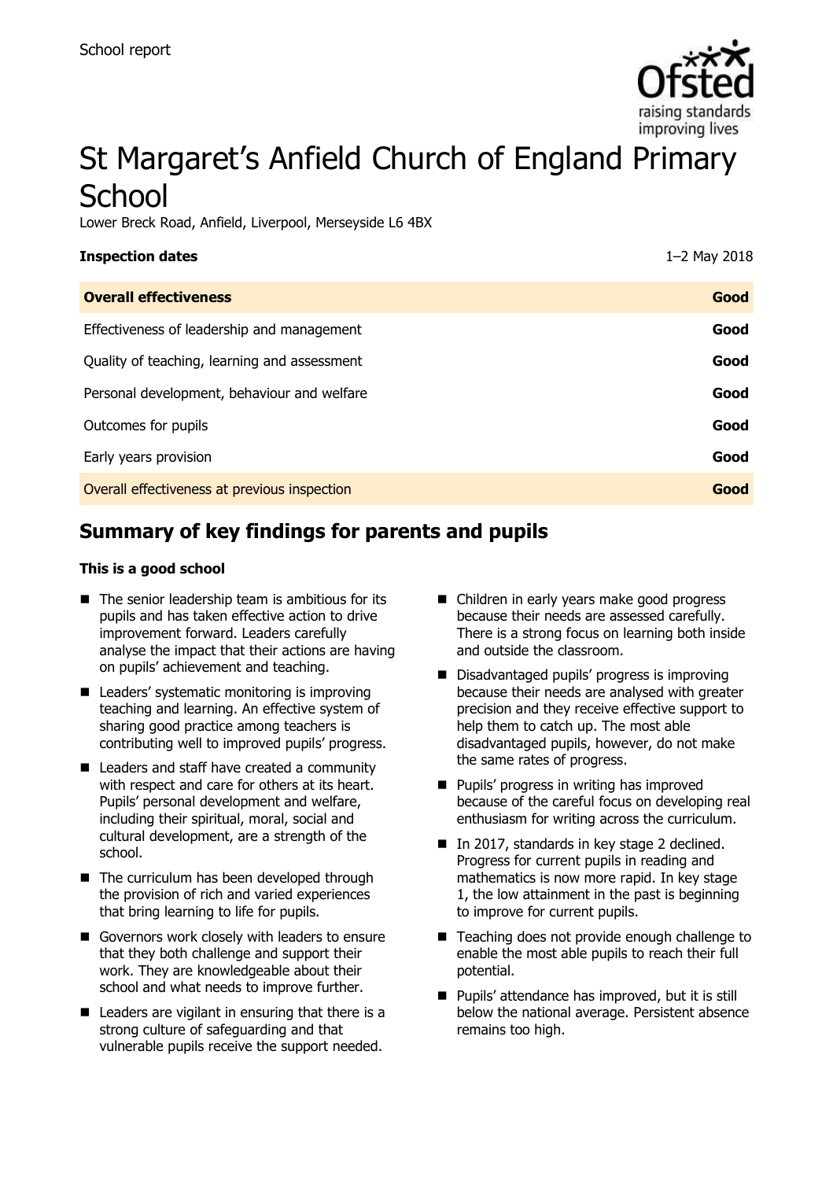School report

# St Margaret's Anfield Church of England Primary School

Lower Breck Road, Anfield, Liverpool, Merseyside L6 4BX

| **Inspection dates** | 1–2 May 2018 |
| --- | --- |
| **Overall effectiveness** | **Good** |
| Effectiveness of leadership and management | **Good** |
| Quality of teaching, learning and assessment | **Good** |
| Personal development, behaviour and welfare | **Good** |
| Outcomes for pupils | **Good** |
| Early years provision | **Good** |
| Overall effectiveness at previous inspection | **Good** |

## Summary of key findings for parents and pupils

**This is a good school**

- The senior leadership team is ambitious for its pupils and has taken effective action to drive improvement forward. Leaders carefully analyse the impact that their actions are having on pupils' achievement and teaching.
- Leaders' systematic monitoring is improving teaching and learning. An effective system of sharing good practice among teachers is contributing well to improved pupils' progress.
- Leaders and staff have created a community with respect and care for others at its heart. Pupils' personal development and welfare, including their spiritual, moral, social and cultural development, are a strength of the school.
- The curriculum has been developed through the provision of rich and varied experiences that bring learning to life for pupils.
- Governors work closely with leaders to ensure that they both challenge and support their work. They are knowledgeable about their school and what needs to improve further.
- Leaders are vigilant in ensuring that there is a strong culture of safeguarding and that vulnerable pupils receive the support needed.
- Children in early years make good progress because their needs are assessed carefully. There is a strong focus on learning both inside and outside the classroom.
- Disadvantaged pupils' progress is improving because their needs are analysed with greater precision and they receive effective support to help them to catch up. The most able disadvantaged pupils, however, do not make the same rates of progress.
- Pupils' progress in writing has improved because of the careful focus on developing real enthusiasm for writing across the curriculum.
- In 2017, standards in key stage 2 declined. Progress for current pupils in reading and mathematics is now more rapid. In key stage 1, the low attainment in the past is beginning to improve for current pupils.
- Teaching does not provide enough challenge to enable the most able pupils to reach their full potential.
- Pupils' attendance has improved, but it is still below the national average. Persistent absence remains too high.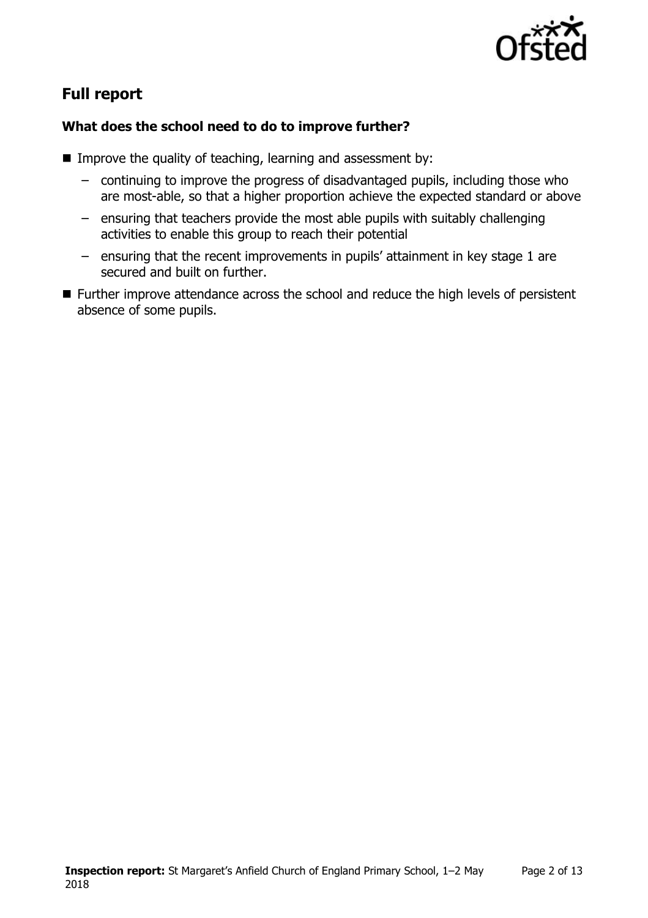## Full report

### What does the school need to do to improve further?

- Improve the quality of teaching, learning and assessment by:
  - continuing to improve the progress of disadvantaged pupils, including those who are most-able, so that a higher proportion achieve the expected standard or above
  - ensuring that teachers provide the most able pupils with suitably challenging activities to enable this group to reach their potential
  - ensuring that the recent improvements in pupils' attainment in key stage 1 are secured and built on further.
- Further improve attendance across the school and reduce the high levels of persistent absence of some pupils.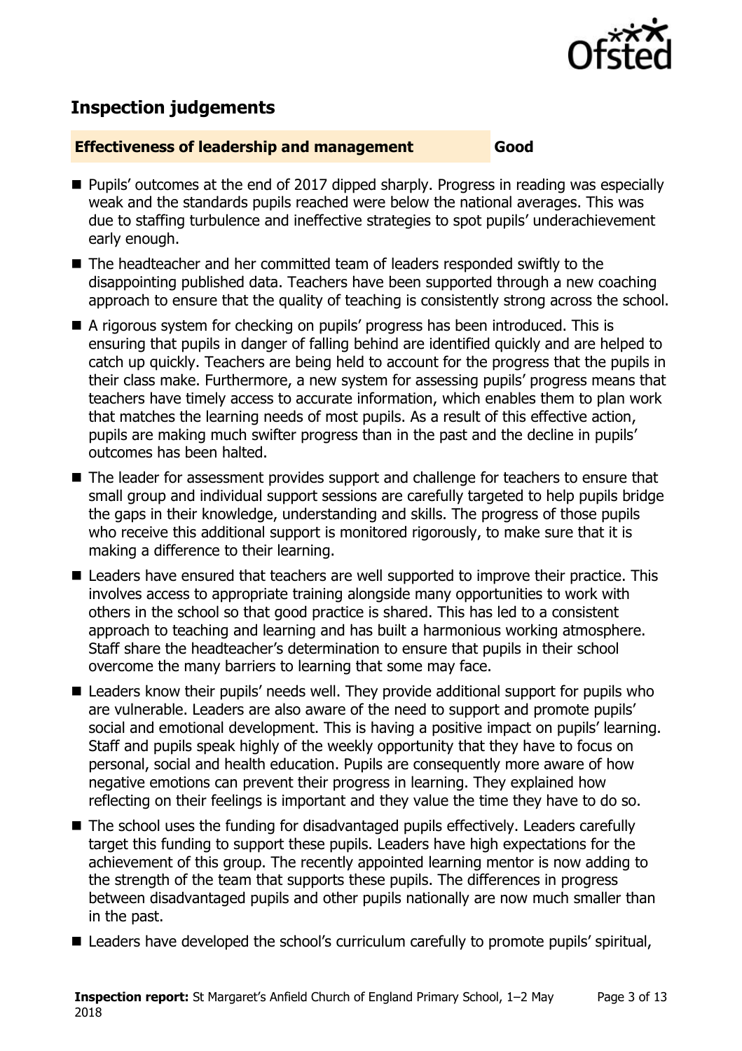## Inspection judgements

**Effectiveness of leadership and management** **Good**

- Pupils' outcomes at the end of 2017 dipped sharply. Progress in reading was especially weak and the standards pupils reached were below the national averages. This was due to staffing turbulence and ineffective strategies to spot pupils' underachievement early enough.
- The headteacher and her committed team of leaders responded swiftly to the disappointing published data. Teachers have been supported through a new coaching approach to ensure that the quality of teaching is consistently strong across the school.
- A rigorous system for checking on pupils' progress has been introduced. This is ensuring that pupils in danger of falling behind are identified quickly and are helped to catch up quickly. Teachers are being held to account for the progress that the pupils in their class make. Furthermore, a new system for assessing pupils' progress means that teachers have timely access to accurate information, which enables them to plan work that matches the learning needs of most pupils. As a result of this effective action, pupils are making much swifter progress than in the past and the decline in pupils' outcomes has been halted.
- The leader for assessment provides support and challenge for teachers to ensure that small group and individual support sessions are carefully targeted to help pupils bridge the gaps in their knowledge, understanding and skills. The progress of those pupils who receive this additional support is monitored rigorously, to make sure that it is making a difference to their learning.
- Leaders have ensured that teachers are well supported to improve their practice. This involves access to appropriate training alongside many opportunities to work with others in the school so that good practice is shared. This has led to a consistent approach to teaching and learning and has built a harmonious working atmosphere. Staff share the headteacher's determination to ensure that pupils in their school overcome the many barriers to learning that some may face.
- Leaders know their pupils' needs well. They provide additional support for pupils who are vulnerable. Leaders are also aware of the need to support and promote pupils' social and emotional development. This is having a positive impact on pupils' learning. Staff and pupils speak highly of the weekly opportunity that they have to focus on personal, social and health education. Pupils are consequently more aware of how negative emotions can prevent their progress in learning. They explained how reflecting on their feelings is important and they value the time they have to do so.
- The school uses the funding for disadvantaged pupils effectively. Leaders carefully target this funding to support these pupils. Leaders have high expectations for the achievement of this group. The recently appointed learning mentor is now adding to the strength of the team that supports these pupils. The differences in progress between disadvantaged pupils and other pupils nationally are now much smaller than in the past.
- Leaders have developed the school's curriculum carefully to promote pupils' spiritual,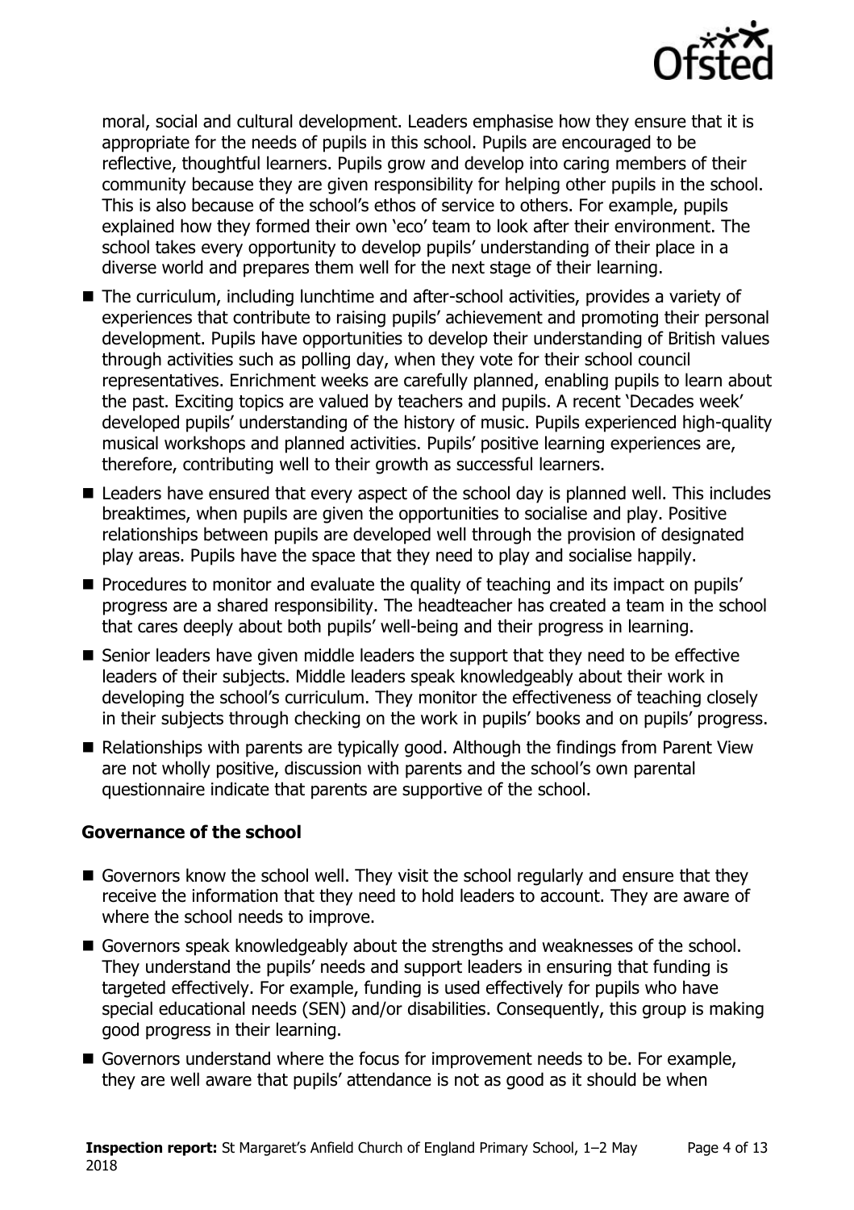moral, social and cultural development. Leaders emphasise how they ensure that it is appropriate for the needs of pupils in this school. Pupils are encouraged to be reflective, thoughtful learners. Pupils grow and develop into caring members of their community because they are given responsibility for helping other pupils in the school. This is also because of the school's ethos of service to others. For example, pupils explained how they formed their own 'eco' team to look after their environment. The school takes every opportunity to develop pupils' understanding of their place in a diverse world and prepares them well for the next stage of their learning.

- The curriculum, including lunchtime and after-school activities, provides a variety of experiences that contribute to raising pupils' achievement and promoting their personal development. Pupils have opportunities to develop their understanding of British values through activities such as polling day, when they vote for their school council representatives. Enrichment weeks are carefully planned, enabling pupils to learn about the past. Exciting topics are valued by teachers and pupils. A recent 'Decades week' developed pupils' understanding of the history of music. Pupils experienced high-quality musical workshops and planned activities. Pupils' positive learning experiences are, therefore, contributing well to their growth as successful learners.
- Leaders have ensured that every aspect of the school day is planned well. This includes breaktimes, when pupils are given the opportunities to socialise and play. Positive relationships between pupils are developed well through the provision of designated play areas. Pupils have the space that they need to play and socialise happily.
- Procedures to monitor and evaluate the quality of teaching and its impact on pupils' progress are a shared responsibility. The headteacher has created a team in the school that cares deeply about both pupils' well-being and their progress in learning.
- Senior leaders have given middle leaders the support that they need to be effective leaders of their subjects. Middle leaders speak knowledgeably about their work in developing the school's curriculum. They monitor the effectiveness of teaching closely in their subjects through checking on the work in pupils' books and on pupils' progress.
- Relationships with parents are typically good. Although the findings from Parent View are not wholly positive, discussion with parents and the school's own parental questionnaire indicate that parents are supportive of the school.

### Governance of the school

- Governors know the school well. They visit the school regularly and ensure that they receive the information that they need to hold leaders to account. They are aware of where the school needs to improve.
- Governors speak knowledgeably about the strengths and weaknesses of the school. They understand the pupils' needs and support leaders in ensuring that funding is targeted effectively. For example, funding is used effectively for pupils who have special educational needs (SEN) and/or disabilities. Consequently, this group is making good progress in their learning.
- Governors understand where the focus for improvement needs to be. For example, they are well aware that pupils' attendance is not as good as it should be when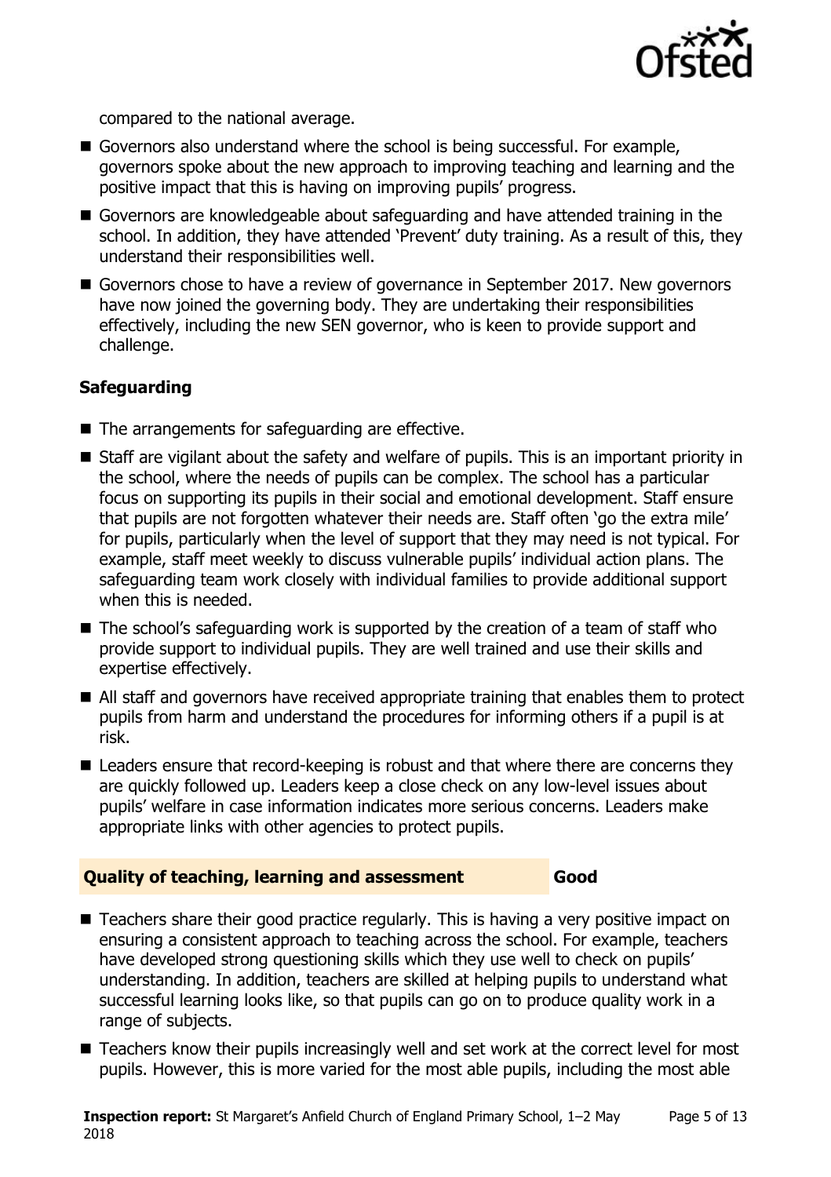compared to the national average.

- Governors also understand where the school is being successful. For example, governors spoke about the new approach to improving teaching and learning and the positive impact that this is having on improving pupils' progress.
- Governors are knowledgeable about safeguarding and have attended training in the school. In addition, they have attended 'Prevent' duty training. As a result of this, they understand their responsibilities well.
- Governors chose to have a review of governance in September 2017. New governors have now joined the governing body. They are undertaking their responsibilities effectively, including the new SEN governor, who is keen to provide support and challenge.

### Safeguarding

- The arrangements for safeguarding are effective.
- Staff are vigilant about the safety and welfare of pupils. This is an important priority in the school, where the needs of pupils can be complex. The school has a particular focus on supporting its pupils in their social and emotional development. Staff ensure that pupils are not forgotten whatever their needs are. Staff often 'go the extra mile' for pupils, particularly when the level of support that they may need is not typical. For example, staff meet weekly to discuss vulnerable pupils' individual action plans. The safeguarding team work closely with individual families to provide additional support when this is needed.
- The school's safeguarding work is supported by the creation of a team of staff who provide support to individual pupils. They are well trained and use their skills and expertise effectively.
- All staff and governors have received appropriate training that enables them to protect pupils from harm and understand the procedures for informing others if a pupil is at risk.
- Leaders ensure that record-keeping is robust and that where there are concerns they are quickly followed up. Leaders keep a close check on any low-level issues about pupils' welfare in case information indicates more serious concerns. Leaders make appropriate links with other agencies to protect pupils.

### Quality of teaching, learning and assessment — Good

- Teachers share their good practice regularly. This is having a very positive impact on ensuring a consistent approach to teaching across the school. For example, teachers have developed strong questioning skills which they use well to check on pupils' understanding. In addition, teachers are skilled at helping pupils to understand what successful learning looks like, so that pupils can go on to produce quality work in a range of subjects.
- Teachers know their pupils increasingly well and set work at the correct level for most pupils. However, this is more varied for the most able pupils, including the most able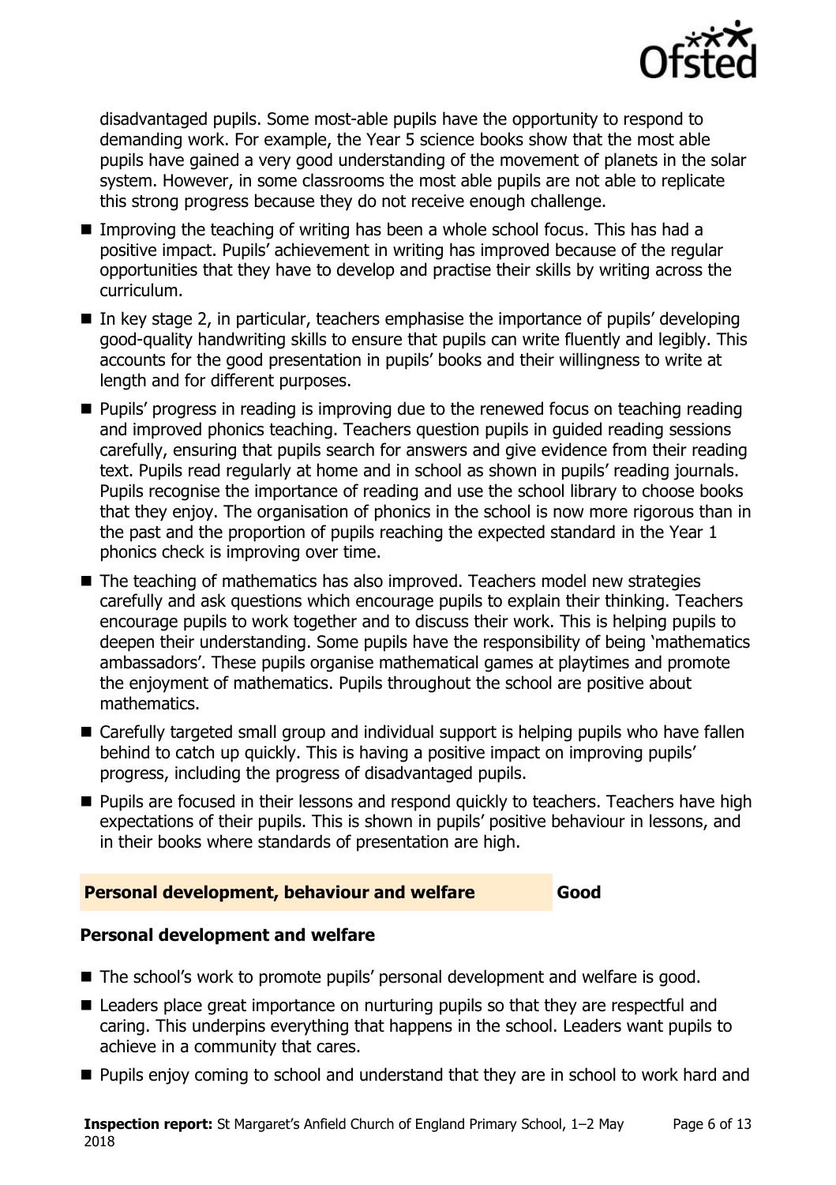disadvantaged pupils. Some most-able pupils have the opportunity to respond to demanding work. For example, the Year 5 science books show that the most able pupils have gained a very good understanding of the movement of planets in the solar system. However, in some classrooms the most able pupils are not able to replicate this strong progress because they do not receive enough challenge.

- Improving the teaching of writing has been a whole school focus. This has had a positive impact. Pupils' achievement in writing has improved because of the regular opportunities that they have to develop and practise their skills by writing across the curriculum.
- In key stage 2, in particular, teachers emphasise the importance of pupils' developing good-quality handwriting skills to ensure that pupils can write fluently and legibly. This accounts for the good presentation in pupils' books and their willingness to write at length and for different purposes.
- Pupils' progress in reading is improving due to the renewed focus on teaching reading and improved phonics teaching. Teachers question pupils in guided reading sessions carefully, ensuring that pupils search for answers and give evidence from their reading text. Pupils read regularly at home and in school as shown in pupils' reading journals. Pupils recognise the importance of reading and use the school library to choose books that they enjoy. The organisation of phonics in the school is now more rigorous than in the past and the proportion of pupils reaching the expected standard in the Year 1 phonics check is improving over time.
- The teaching of mathematics has also improved. Teachers model new strategies carefully and ask questions which encourage pupils to explain their thinking. Teachers encourage pupils to work together and to discuss their work. This is helping pupils to deepen their understanding. Some pupils have the responsibility of being 'mathematics ambassadors'. These pupils organise mathematical games at playtimes and promote the enjoyment of mathematics. Pupils throughout the school are positive about mathematics.
- Carefully targeted small group and individual support is helping pupils who have fallen behind to catch up quickly. This is having a positive impact on improving pupils' progress, including the progress of disadvantaged pupils.
- Pupils are focused in their lessons and respond quickly to teachers. Teachers have high expectations of their pupils. This is shown in pupils' positive behaviour in lessons, and in their books where standards of presentation are high.

## Personal development, behaviour and welfare — Good

### Personal development and welfare

- The school's work to promote pupils' personal development and welfare is good.
- Leaders place great importance on nurturing pupils so that they are respectful and caring. This underpins everything that happens in the school. Leaders want pupils to achieve in a community that cares.
- Pupils enjoy coming to school and understand that they are in school to work hard and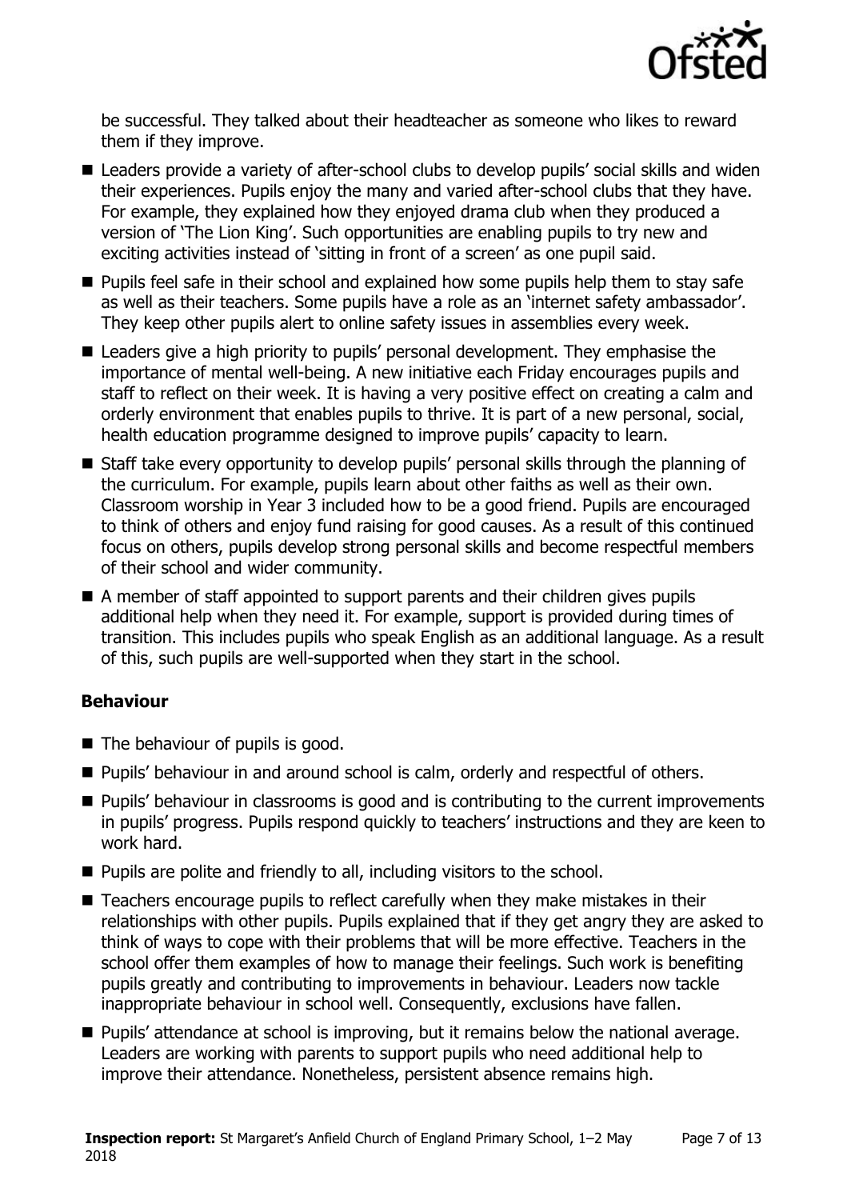be successful. They talked about their headteacher as someone who likes to reward them if they improve.

- Leaders provide a variety of after-school clubs to develop pupils' social skills and widen their experiences. Pupils enjoy the many and varied after-school clubs that they have. For example, they explained how they enjoyed drama club when they produced a version of 'The Lion King'. Such opportunities are enabling pupils to try new and exciting activities instead of 'sitting in front of a screen' as one pupil said.
- Pupils feel safe in their school and explained how some pupils help them to stay safe as well as their teachers. Some pupils have a role as an 'internet safety ambassador'. They keep other pupils alert to online safety issues in assemblies every week.
- Leaders give a high priority to pupils' personal development. They emphasise the importance of mental well-being. A new initiative each Friday encourages pupils and staff to reflect on their week. It is having a very positive effect on creating a calm and orderly environment that enables pupils to thrive. It is part of a new personal, social, health education programme designed to improve pupils' capacity to learn.
- Staff take every opportunity to develop pupils' personal skills through the planning of the curriculum. For example, pupils learn about other faiths as well as their own. Classroom worship in Year 3 included how to be a good friend. Pupils are encouraged to think of others and enjoy fund raising for good causes. As a result of this continued focus on others, pupils develop strong personal skills and become respectful members of their school and wider community.
- A member of staff appointed to support parents and their children gives pupils additional help when they need it. For example, support is provided during times of transition. This includes pupils who speak English as an additional language. As a result of this, such pupils are well-supported when they start in the school.

### Behaviour

- The behaviour of pupils is good.
- Pupils' behaviour in and around school is calm, orderly and respectful of others.
- Pupils' behaviour in classrooms is good and is contributing to the current improvements in pupils' progress. Pupils respond quickly to teachers' instructions and they are keen to work hard.
- Pupils are polite and friendly to all, including visitors to the school.
- Teachers encourage pupils to reflect carefully when they make mistakes in their relationships with other pupils. Pupils explained that if they get angry they are asked to think of ways to cope with their problems that will be more effective. Teachers in the school offer them examples of how to manage their feelings. Such work is benefiting pupils greatly and contributing to improvements in behaviour. Leaders now tackle inappropriate behaviour in school well. Consequently, exclusions have fallen.
- Pupils' attendance at school is improving, but it remains below the national average. Leaders are working with parents to support pupils who need additional help to improve their attendance. Nonetheless, persistent absence remains high.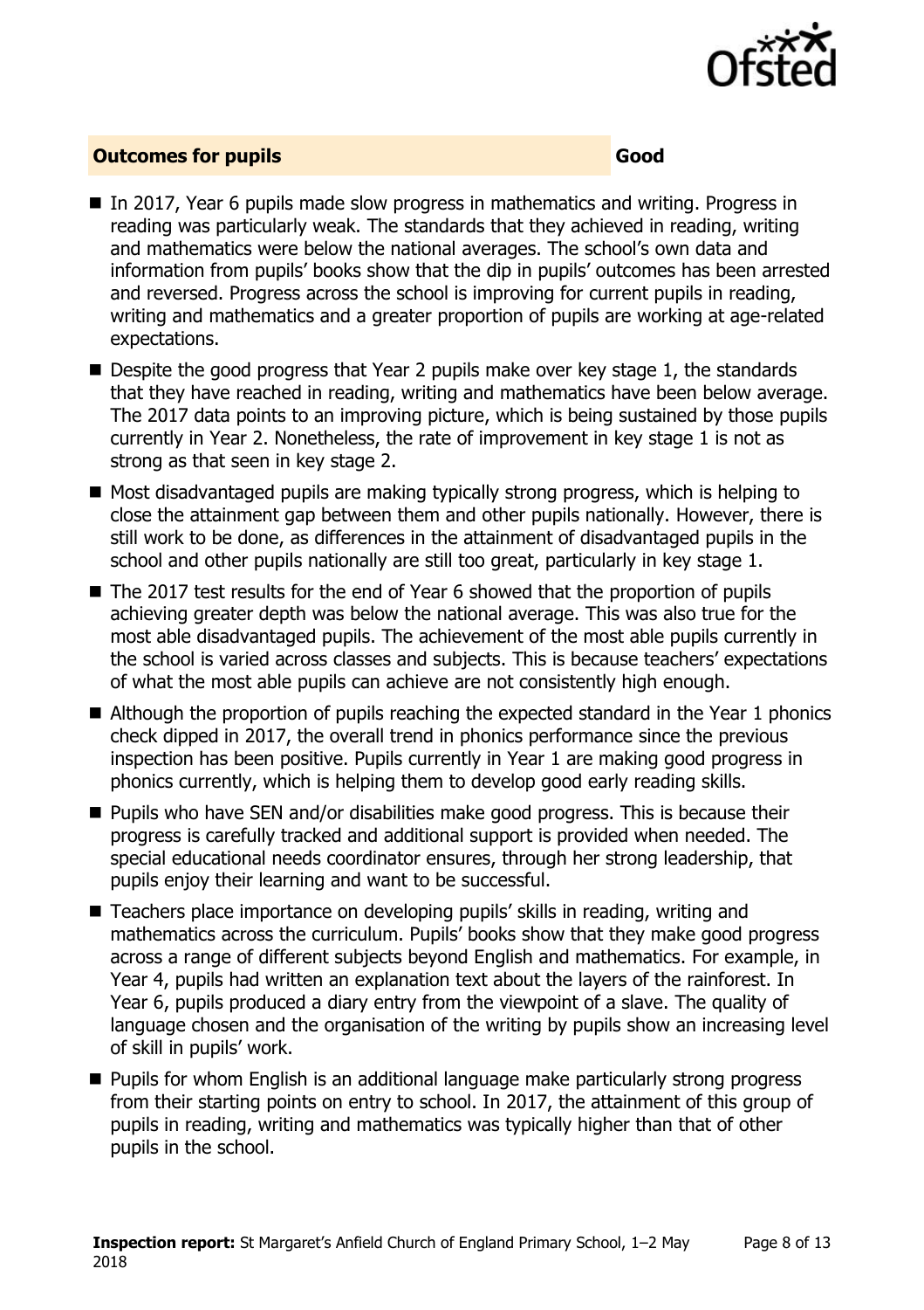## Outcomes for pupils — Good

- In 2017, Year 6 pupils made slow progress in mathematics and writing. Progress in reading was particularly weak. The standards that they achieved in reading, writing and mathematics were below the national averages. The school's own data and information from pupils' books show that the dip in pupils' outcomes has been arrested and reversed. Progress across the school is improving for current pupils in reading, writing and mathematics and a greater proportion of pupils are working at age-related expectations.
- Despite the good progress that Year 2 pupils make over key stage 1, the standards that they have reached in reading, writing and mathematics have been below average. The 2017 data points to an improving picture, which is being sustained by those pupils currently in Year 2. Nonetheless, the rate of improvement in key stage 1 is not as strong as that seen in key stage 2.
- Most disadvantaged pupils are making typically strong progress, which is helping to close the attainment gap between them and other pupils nationally. However, there is still work to be done, as differences in the attainment of disadvantaged pupils in the school and other pupils nationally are still too great, particularly in key stage 1.
- The 2017 test results for the end of Year 6 showed that the proportion of pupils achieving greater depth was below the national average. This was also true for the most able disadvantaged pupils. The achievement of the most able pupils currently in the school is varied across classes and subjects. This is because teachers' expectations of what the most able pupils can achieve are not consistently high enough.
- Although the proportion of pupils reaching the expected standard in the Year 1 phonics check dipped in 2017, the overall trend in phonics performance since the previous inspection has been positive. Pupils currently in Year 1 are making good progress in phonics currently, which is helping them to develop good early reading skills.
- Pupils who have SEN and/or disabilities make good progress. This is because their progress is carefully tracked and additional support is provided when needed. The special educational needs coordinator ensures, through her strong leadership, that pupils enjoy their learning and want to be successful.
- Teachers place importance on developing pupils' skills in reading, writing and mathematics across the curriculum. Pupils' books show that they make good progress across a range of different subjects beyond English and mathematics. For example, in Year 4, pupils had written an explanation text about the layers of the rainforest. In Year 6, pupils produced a diary entry from the viewpoint of a slave. The quality of language chosen and the organisation of the writing by pupils show an increasing level of skill in pupils' work.
- Pupils for whom English is an additional language make particularly strong progress from their starting points on entry to school. In 2017, the attainment of this group of pupils in reading, writing and mathematics was typically higher than that of other pupils in the school.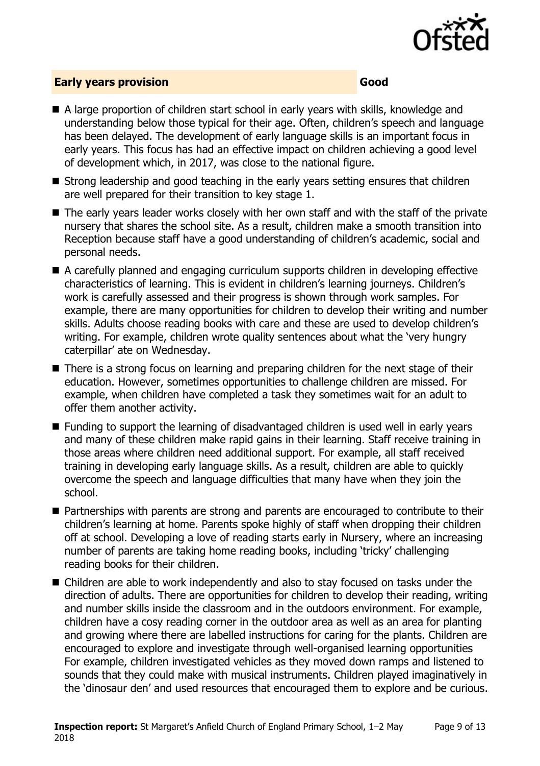## Early years provision — Good

- A large proportion of children start school in early years with skills, knowledge and understanding below those typical for their age. Often, children's speech and language has been delayed. The development of early language skills is an important focus in early years. This focus has had an effective impact on children achieving a good level of development which, in 2017, was close to the national figure.
- Strong leadership and good teaching in the early years setting ensures that children are well prepared for their transition to key stage 1.
- The early years leader works closely with her own staff and with the staff of the private nursery that shares the school site. As a result, children make a smooth transition into Reception because staff have a good understanding of children's academic, social and personal needs.
- A carefully planned and engaging curriculum supports children in developing effective characteristics of learning. This is evident in children's learning journeys. Children's work is carefully assessed and their progress is shown through work samples. For example, there are many opportunities for children to develop their writing and number skills. Adults choose reading books with care and these are used to develop children's writing. For example, children wrote quality sentences about what the 'very hungry caterpillar' ate on Wednesday.
- There is a strong focus on learning and preparing children for the next stage of their education. However, sometimes opportunities to challenge children are missed. For example, when children have completed a task they sometimes wait for an adult to offer them another activity.
- Funding to support the learning of disadvantaged children is used well in early years and many of these children make rapid gains in their learning. Staff receive training in those areas where children need additional support. For example, all staff received training in developing early language skills. As a result, children are able to quickly overcome the speech and language difficulties that many have when they join the school.
- Partnerships with parents are strong and parents are encouraged to contribute to their children's learning at home. Parents spoke highly of staff when dropping their children off at school. Developing a love of reading starts early in Nursery, where an increasing number of parents are taking home reading books, including 'tricky' challenging reading books for their children.
- Children are able to work independently and also to stay focused on tasks under the direction of adults. There are opportunities for children to develop their reading, writing and number skills inside the classroom and in the outdoors environment. For example, children have a cosy reading corner in the outdoor area as well as an area for planting and growing where there are labelled instructions for caring for the plants. Children are encouraged to explore and investigate through well-organised learning opportunities For example, children investigated vehicles as they moved down ramps and listened to sounds that they could make with musical instruments. Children played imaginatively in the 'dinosaur den' and used resources that encouraged them to explore and be curious.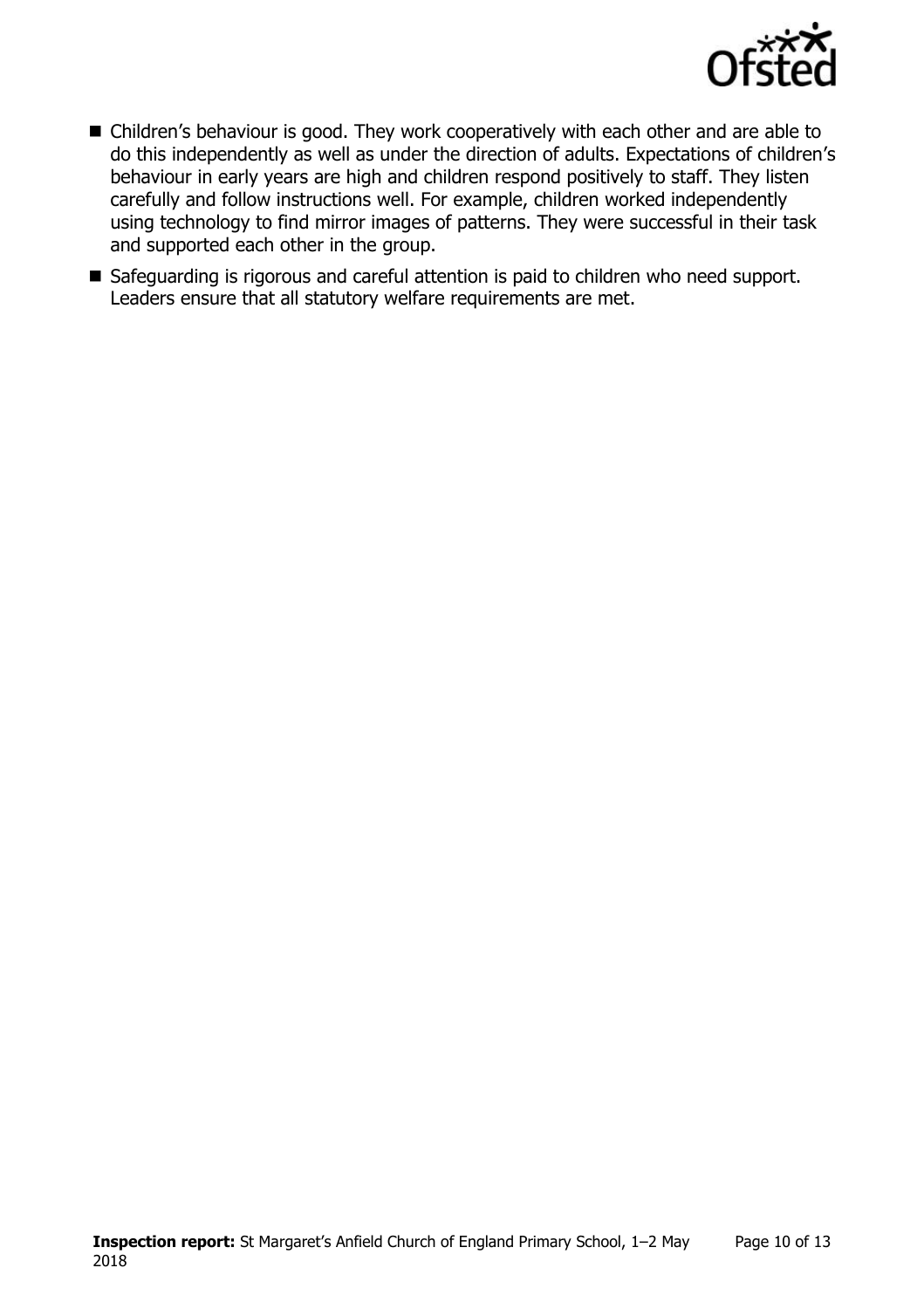- Children's behaviour is good. They work cooperatively with each other and are able to do this independently as well as under the direction of adults. Expectations of children's behaviour in early years are high and children respond positively to staff. They listen carefully and follow instructions well. For example, children worked independently using technology to find mirror images of patterns. They were successful in their task and supported each other in the group.
- Safeguarding is rigorous and careful attention is paid to children who need support. Leaders ensure that all statutory welfare requirements are met.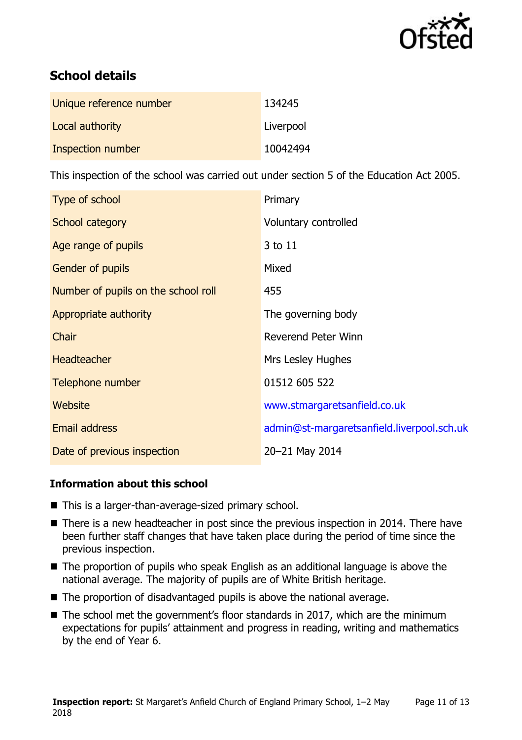## School details

| | |
|---|---|
| Unique reference number | 134245 |
| Local authority | Liverpool |
| Inspection number | 10042494 |

This inspection of the school was carried out under section 5 of the Education Act 2005.

| | |
|---|---|
| Type of school | Primary |
| School category | Voluntary controlled |
| Age range of pupils | 3 to 11 |
| Gender of pupils | Mixed |
| Number of pupils on the school roll | 455 |
| Appropriate authority | The governing body |
| Chair | Reverend Peter Winn |
| Headteacher | Mrs Lesley Hughes |
| Telephone number | 01512 605 522 |
| Website | www.stmargaretsanfield.co.uk |
| Email address | admin@st-margaretsanfield.liverpool.sch.uk |
| Date of previous inspection | 20–21 May 2014 |

### Information about this school

- This is a larger-than-average-sized primary school.
- There is a new headteacher in post since the previous inspection in 2014. There have been further staff changes that have taken place during the period of time since the previous inspection.
- The proportion of pupils who speak English as an additional language is above the national average. The majority of pupils are of White British heritage.
- The proportion of disadvantaged pupils is above the national average.
- The school met the government's floor standards in 2017, which are the minimum expectations for pupils' attainment and progress in reading, writing and mathematics by the end of Year 6.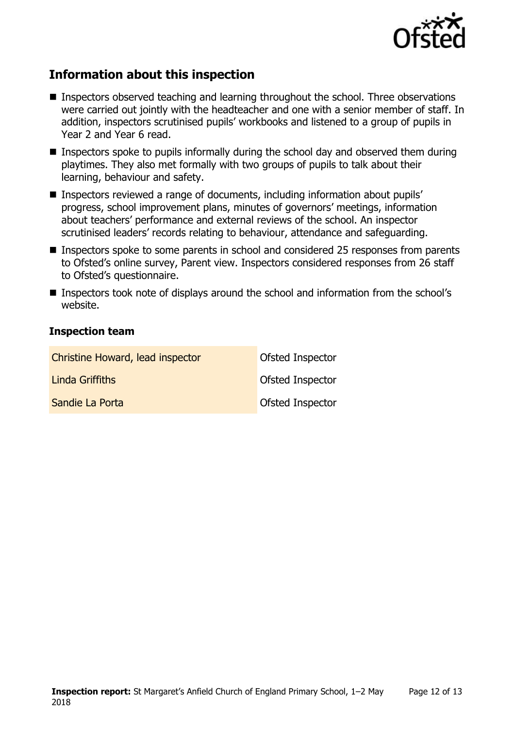## Information about this inspection

- Inspectors observed teaching and learning throughout the school. Three observations were carried out jointly with the headteacher and one with a senior member of staff. In addition, inspectors scrutinised pupils' workbooks and listened to a group of pupils in Year 2 and Year 6 read.
- Inspectors spoke to pupils informally during the school day and observed them during playtimes. They also met formally with two groups of pupils to talk about their learning, behaviour and safety.
- Inspectors reviewed a range of documents, including information about pupils' progress, school improvement plans, minutes of governors' meetings, information about teachers' performance and external reviews of the school. An inspector scrutinised leaders' records relating to behaviour, attendance and safeguarding.
- Inspectors spoke to some parents in school and considered 25 responses from parents to Ofsted's online survey, Parent view. Inspectors considered responses from 26 staff to Ofsted's questionnaire.
- Inspectors took note of displays around the school and information from the school's website.

### Inspection team

| | |
|---|---|
| Christine Howard, lead inspector | Ofsted Inspector |
| Linda Griffiths | Ofsted Inspector |
| Sandie La Porta | Ofsted Inspector |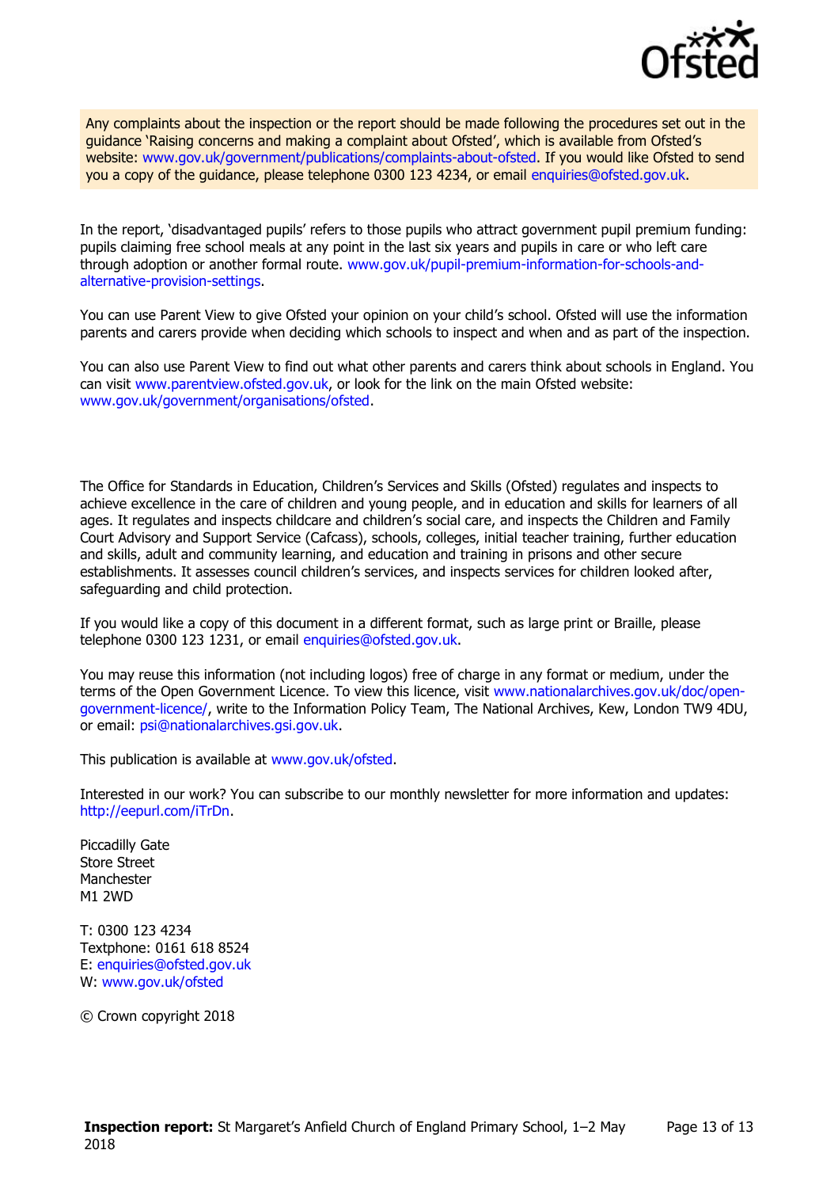Any complaints about the inspection or the report should be made following the procedures set out in the guidance 'Raising concerns and making a complaint about Ofsted', which is available from Ofsted's website: www.gov.uk/government/publications/complaints-about-ofsted. If you would like Ofsted to send you a copy of the guidance, please telephone 0300 123 4234, or email enquiries@ofsted.gov.uk.

In the report, 'disadvantaged pupils' refers to those pupils who attract government pupil premium funding: pupils claiming free school meals at any point in the last six years and pupils in care or who left care through adoption or another formal route. www.gov.uk/pupil-premium-information-for-schools-and-alternative-provision-settings.

You can use Parent View to give Ofsted your opinion on your child's school. Ofsted will use the information parents and carers provide when deciding which schools to inspect and when and as part of the inspection.

You can also use Parent View to find out what other parents and carers think about schools in England. You can visit www.parentview.ofsted.gov.uk, or look for the link on the main Ofsted website: www.gov.uk/government/organisations/ofsted.

The Office for Standards in Education, Children's Services and Skills (Ofsted) regulates and inspects to achieve excellence in the care of children and young people, and in education and skills for learners of all ages. It regulates and inspects childcare and children's social care, and inspects the Children and Family Court Advisory and Support Service (Cafcass), schools, colleges, initial teacher training, further education and skills, adult and community learning, and education and training in prisons and other secure establishments. It assesses council children's services, and inspects services for children looked after, safeguarding and child protection.

If you would like a copy of this document in a different format, such as large print or Braille, please telephone 0300 123 1231, or email enquiries@ofsted.gov.uk.

You may reuse this information (not including logos) free of charge in any format or medium, under the terms of the Open Government Licence. To view this licence, visit www.nationalarchives.gov.uk/doc/open-government-licence/, write to the Information Policy Team, The National Archives, Kew, London TW9 4DU, or email: psi@nationalarchives.gsi.gov.uk.

This publication is available at www.gov.uk/ofsted.

Interested in our work? You can subscribe to our monthly newsletter for more information and updates: http://eepurl.com/iTrDn.

Piccadilly Gate
Store Street
Manchester
M1 2WD

T: 0300 123 4234
Textphone: 0161 618 8524
E: enquiries@ofsted.gov.uk
W: www.gov.uk/ofsted

© Crown copyright 2018